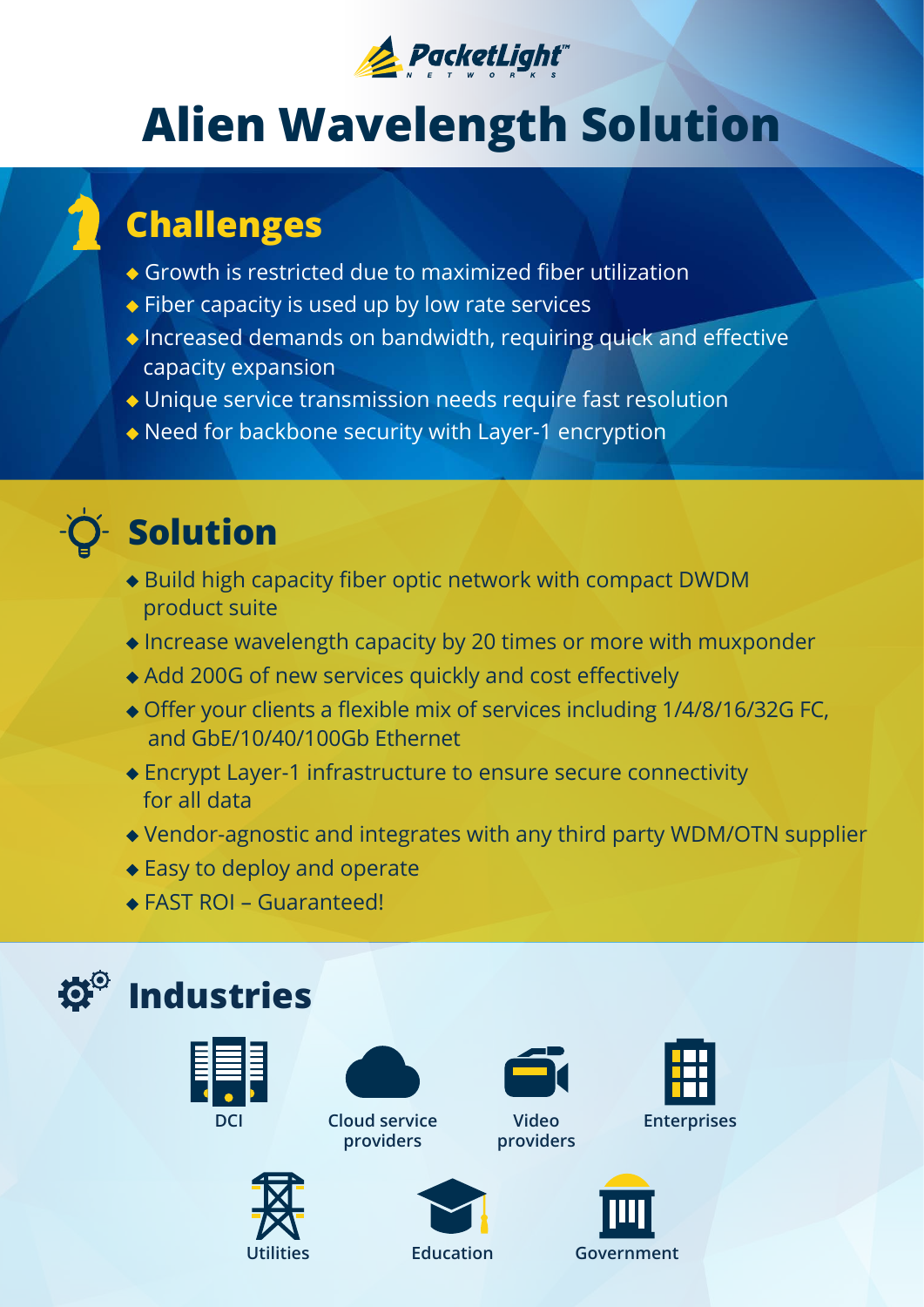PacketLight NETWORKS

# Alien Wavelength Solution

## Challenges

- Growth is restricted due to maximized fiber utilization
- Fiber capacity is used up by low rate services
- Increased demands on bandwidth, requiring quick and effective capacity expansion
- Unique service transmission needs require fast resolution
- Need for backbone security with Layer-1 encryption

## Solution

- Build high capacity fiber optic network with compact DWDM product suite
- Increase wavelength capacity by 20 times or more with muxponder
- Add 200G of new services quickly and cost effectively
- Offer your clients a flexible mix of services including 1/4/8/16/32G FC, and GbE/10/40/100Gb Ethernet
- Encrypt Layer-1 infrastructure to ensure secure connectivity for all data
- Vendor-agnostic and integrates with any third party WDM/OTN supplier
- Easy to deploy and operate
- FAST ROI – Guaranteed!

## Industries

- DCI
- Cloud service providers
- Video providers
- Enterprises
- Utilities
- Education
- Government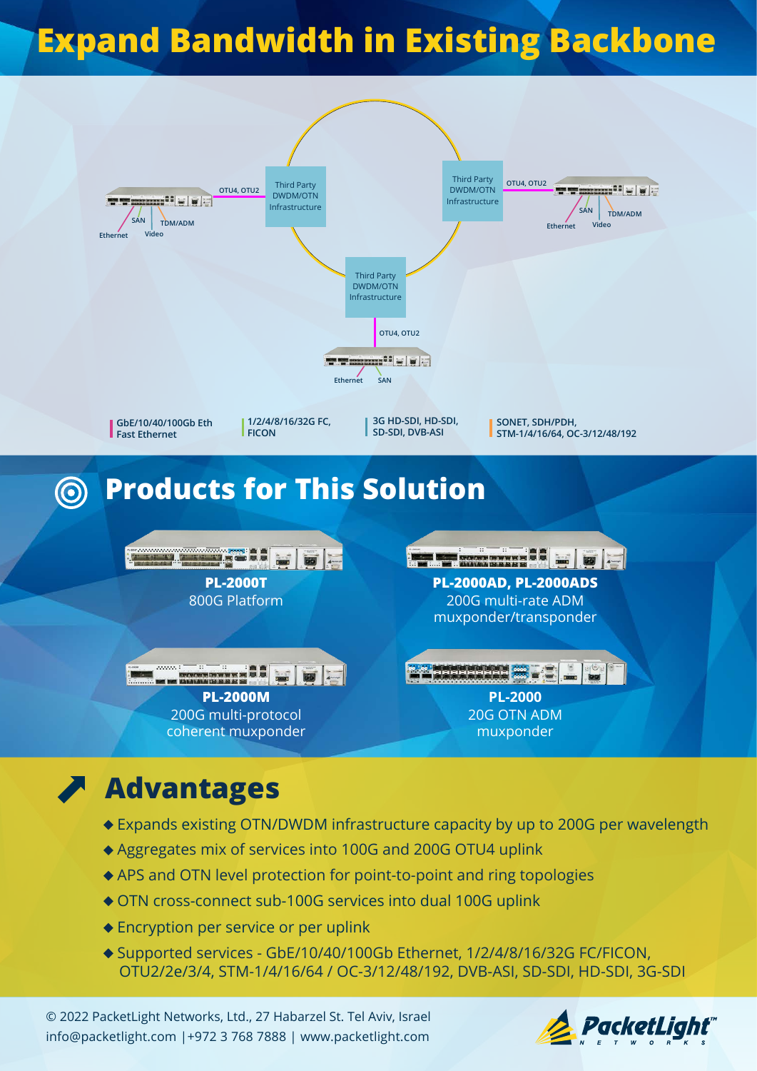# Expand Bandwidth in Existing Backbone

Third Party DWDM/OTN Infrastructure

OTU4, OTU2

Ethernet

SAN

Video

TDM/ADM

GbE/10/40/100Gb Eth
Fast Ethernet

1/2/4/8/16/32G FC,
FICON

3G HD-SDI, HD-SDI,
SD-SDI, DVB-ASI

SONET, SDH/PDH,
STM-1/4/16/64, OC-3/12/48/192

## Products for This Solution

**PL-2000T**
800G Platform

**PL-2000AD, PL-2000ADS**
200G multi-rate ADM muxponder/transponder

**PL-2000M**
200G multi-protocol coherent muxponder

**PL-2000**
20G OTN ADM muxponder

## Advantages

- Expands existing OTN/DWDM infrastructure capacity by up to 200G per wavelength
- Aggregates mix of services into 100G and 200G OTU4 uplink
- APS and OTN level protection for point-to-point and ring topologies
- OTN cross-connect sub-100G services into dual 100G uplink
- Encryption per service or per uplink
- Supported services - GbE/10/40/100Gb Ethernet, 1/2/4/8/16/32G FC/FICON, OTU2/2e/3/4, STM-1/4/16/64 / OC-3/12/48/192, DVB-ASI, SD-SDI, HD-SDI, 3G-SDI

© 2022 PacketLight Networks, Ltd., 27 Habarzel St. Tel Aviv, Israel
info@packetlight.com |+972 3 768 7888 | www.packetlight.com